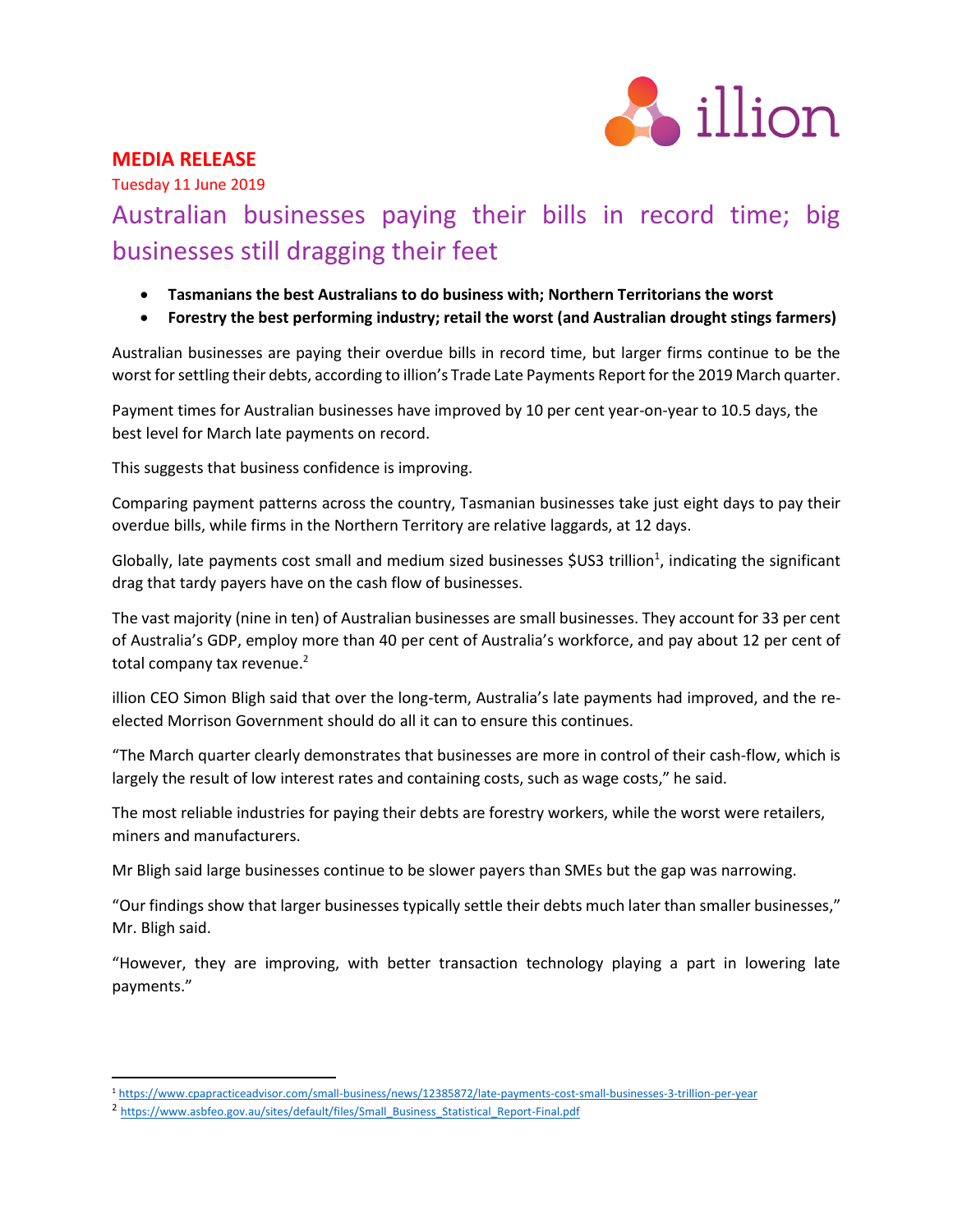**MEDIA RELEASE**

Tuesday 11 June 2019

# Australian businesses paying their bills in record time; big businesses still dragging their feet

- **Tasmanians the best Australians to do business with; Northern Territorians the worst**
- **Forestry the best performing industry; retail the worst (and Australian drought stings farmers)**

Australian businesses are paying their overdue bills in record time, but larger firms continue to be the worst for settling their debts, according to illion's Trade Late Payments Report for the 2019 March quarter.

Payment times for Australian businesses have improved by 10 per cent year-on-year to 10.5 days, the best level for March late payments on record.

This suggests that business confidence is improving.

Comparing payment patterns across the country, Tasmanian businesses take just eight days to pay their overdue bills, while firms in the Northern Territory are relative laggards, at 12 days.

Globally, late payments cost small and medium sized businesses $US3 trillion[1], indicating the significant drag that tardy payers have on the cash flow of businesses.

The vast majority (nine in ten) of Australian businesses are small businesses. They account for 33 per cent of Australia's GDP, employ more than 40 per cent of Australia's workforce, and pay about 12 per cent of total company tax revenue.[2]

illion CEO Simon Bligh said that over the long-term, Australia's late payments had improved, and the re-elected Morrison Government should do all it can to ensure this continues.

"The March quarter clearly demonstrates that businesses are more in control of their cash-flow, which is largely the result of low interest rates and containing costs, such as wage costs," he said.

The most reliable industries for paying their debts are forestry workers, while the worst were retailers, miners and manufacturers.

Mr Bligh said large businesses continue to be slower payers than SMEs but the gap was narrowing.

"Our findings show that larger businesses typically settle their debts much later than smaller businesses," Mr. Bligh said.

"However, they are improving, with better transaction technology playing a part in lowering late payments."

---

[1] https://www.cpapracticeadvisor.com/small-business/news/12385872/late-payments-cost-small-businesses-3-trillion-per-year

[2] https://www.asbfeo.gov.au/sites/default/files/Small_Business_Statistical_Report-Final.pdf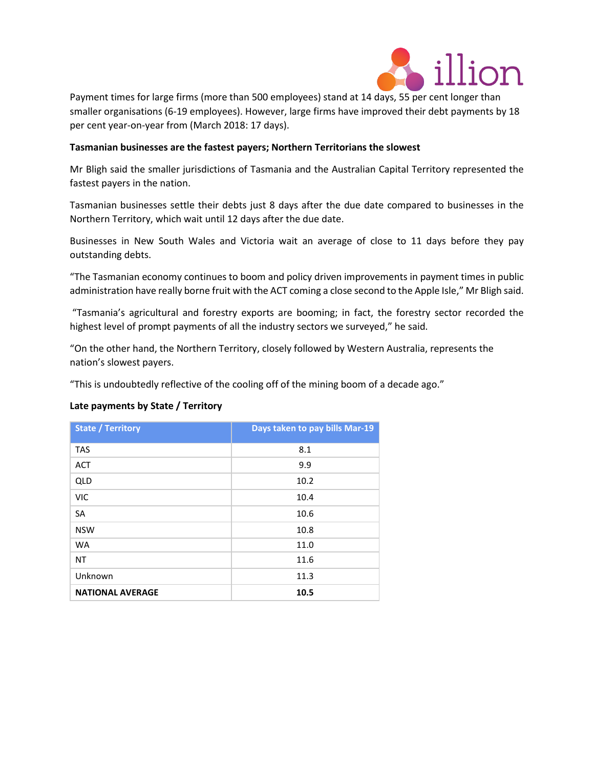Payment times for large firms (more than 500 employees) stand at 14 days, 55 per cent longer than smaller organisations (6-19 employees). However, large firms have improved their debt payments by 18 per cent year-on-year from (March 2018: 17 days).

**Tasmanian businesses are the fastest payers; Northern Territorians the slowest**

Mr Bligh said the smaller jurisdictions of Tasmania and the Australian Capital Territory represented the fastest payers in the nation.

Tasmanian businesses settle their debts just 8 days after the due date compared to businesses in the Northern Territory, which wait until 12 days after the due date.

Businesses in New South Wales and Victoria wait an average of close to 11 days before they pay outstanding debts.

"The Tasmanian economy continues to boom and policy driven improvements in payment times in public administration have really borne fruit with the ACT coming a close second to the Apple Isle," Mr Bligh said.

"Tasmania's agricultural and forestry exports are booming; in fact, the forestry sector recorded the highest level of prompt payments of all the industry sectors we surveyed," he said.

"On the other hand, the Northern Territory, closely followed by Western Australia, represents the nation's slowest payers.

"This is undoubtedly reflective of the cooling off of the mining boom of a decade ago."

**Late payments by State / Territory**

| State / Territory | Days taken to pay bills Mar-19 |
|---|---|
| TAS | 8.1 |
| ACT | 9.9 |
| QLD | 10.2 |
| VIC | 10.4 |
| SA | 10.6 |
| NSW | 10.8 |
| WA | 11.0 |
| NT | 11.6 |
| Unknown | 11.3 |
| **NATIONAL AVERAGE** | **10.5** |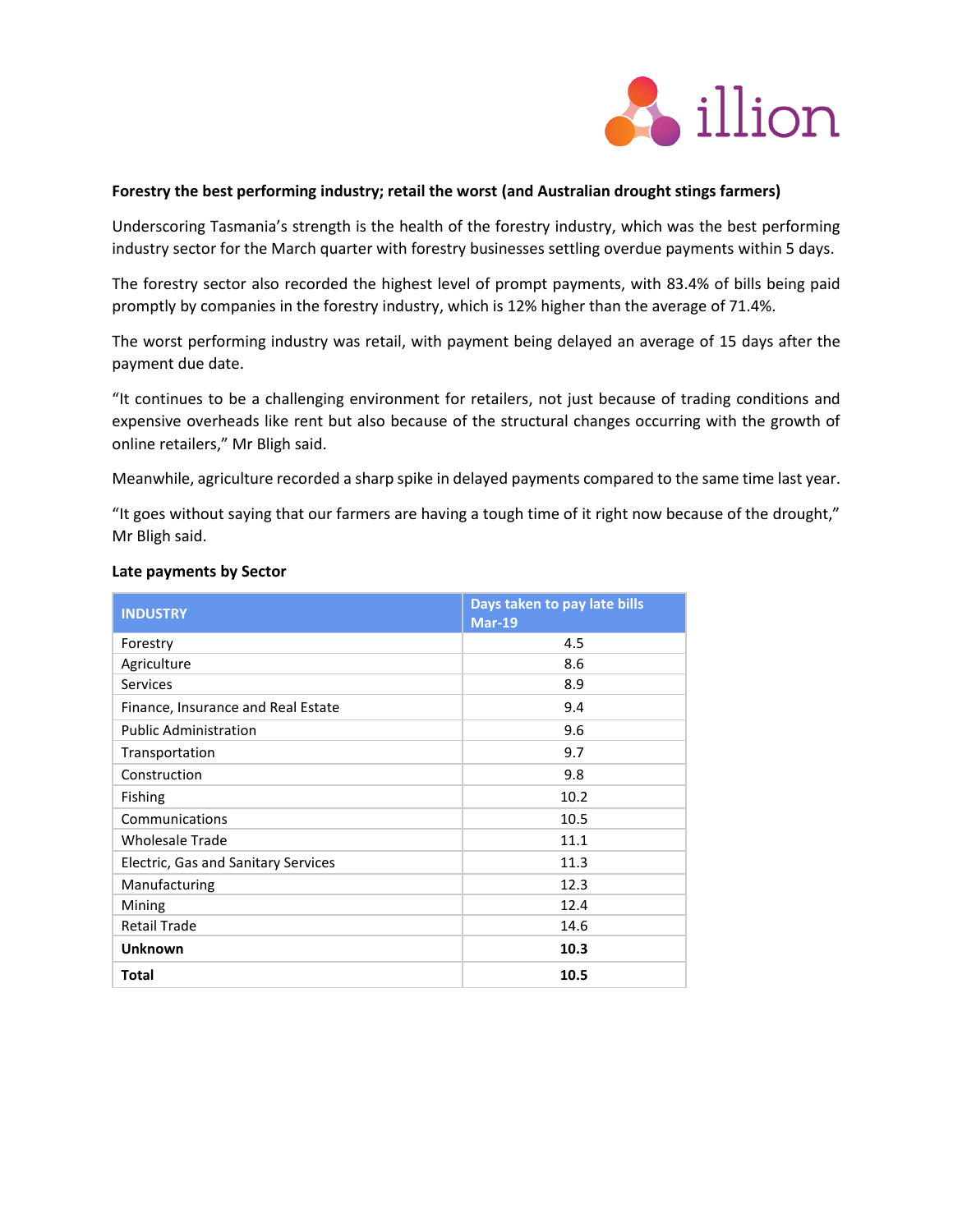**Forestry the best performing industry; retail the worst (and Australian drought stings farmers)**

Underscoring Tasmania's strength is the health of the forestry industry, which was the best performing industry sector for the March quarter with forestry businesses settling overdue payments within 5 days.

The forestry sector also recorded the highest level of prompt payments, with 83.4% of bills being paid promptly by companies in the forestry industry, which is 12% higher than the average of 71.4%.

The worst performing industry was retail, with payment being delayed an average of 15 days after the payment due date.

"It continues to be a challenging environment for retailers, not just because of trading conditions and expensive overheads like rent but also because of the structural changes occurring with the growth of online retailers," Mr Bligh said.

Meanwhile, agriculture recorded a sharp spike in delayed payments compared to the same time last year.

"It goes without saying that our farmers are having a tough time of it right now because of the drought," Mr Bligh said.

**Late payments by Sector**

| INDUSTRY | Days taken to pay late bills Mar-19 |
|---|---|
| Forestry | 4.5 |
| Agriculture | 8.6 |
| Services | 8.9 |
| Finance, Insurance and Real Estate | 9.4 |
| Public Administration | 9.6 |
| Transportation | 9.7 |
| Construction | 9.8 |
| Fishing | 10.2 |
| Communications | 10.5 |
| Wholesale Trade | 11.1 |
| Electric, Gas and Sanitary Services | 11.3 |
| Manufacturing | 12.3 |
| Mining | 12.4 |
| Retail Trade | 14.6 |
| **Unknown** | **10.3** |
| **Total** | **10.5** |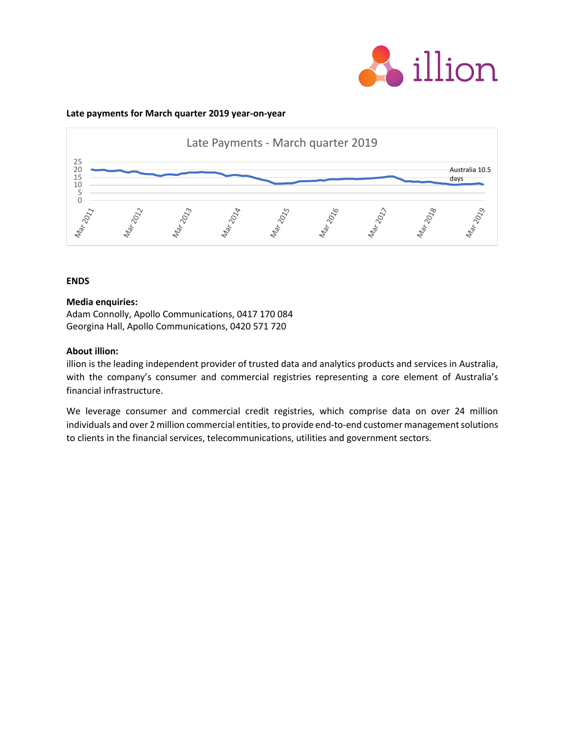**Late payments for March quarter 2019 year-on-year**

Late Payments - March quarter 2019

25
20
15
10
5
0

Australia 10.5 days

Mar 2011
Mar 2012
Mar 2013
Mar 2014
Mar 2015
Mar 2016
Mar 2017
Mar 2018
Mar 2019

**ENDS**

**Media enquiries:**
Adam Connolly, Apollo Communications, 0417 170 084
Georgina Hall, Apollo Communications, 0420 571 720

**About illion:**
illion is the leading independent provider of trusted data and analytics products and services in Australia, with the company's consumer and commercial registries representing a core element of Australia's financial infrastructure.

We leverage consumer and commercial credit registries, which comprise data on over 24 million individuals and over 2 million commercial entities, to provide end-to-end customer management solutions to clients in the financial services, telecommunications, utilities and government sectors.